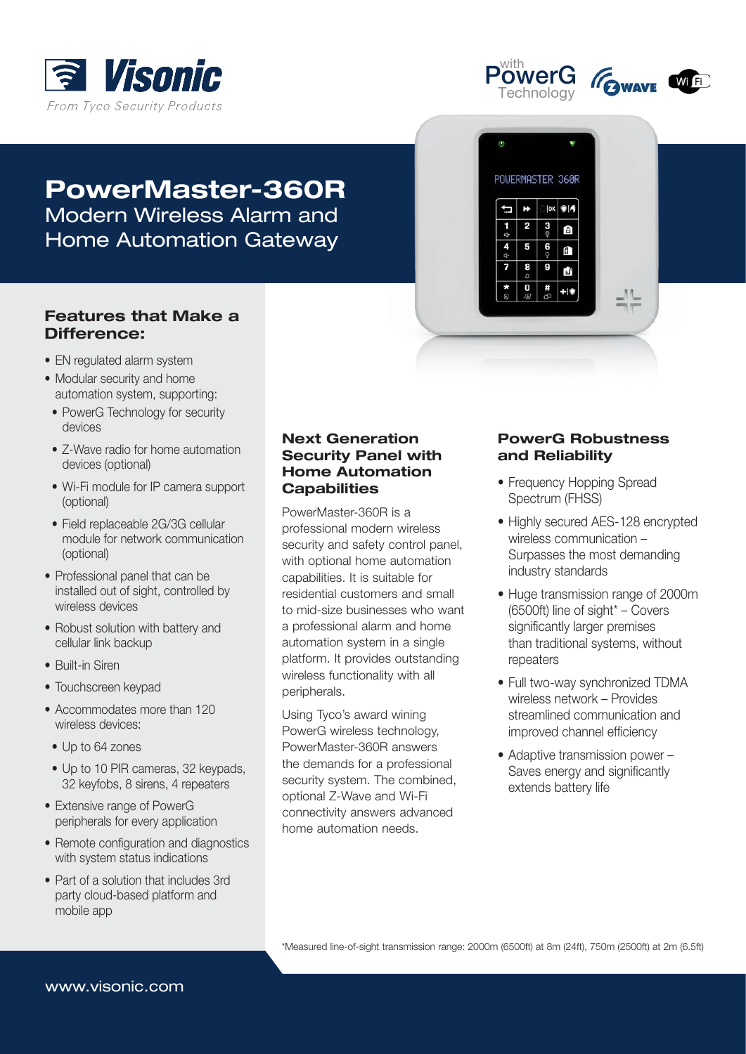Visonic

From Tyco Security Products

with PowerG Technology

# PowerMaster-360R

## Modern Wireless Alarm and Home Automation Gateway

### Features that Make a Difference:

- EN regulated alarm system
- Modular security and home automation system, supporting:
  - PowerG Technology for security devices
  - Z-Wave radio for home automation devices (optional)
  - Wi-Fi module for IP camera support (optional)
  - Field replaceable 2G/3G cellular module for network communication (optional)
- Professional panel that can be installed out of sight, controlled by wireless devices
- Robust solution with battery and cellular link backup
- Built-in Siren
- Touchscreen keypad
- Accommodates more than 120 wireless devices:
  - Up to 64 zones
  - Up to 10 PIR cameras, 32 keypads, 32 keyfobs, 8 sirens, 4 repeaters
- Extensive range of PowerG peripherals for every application
- Remote configuration and diagnostics with system status indications
- Part of a solution that includes 3rd party cloud-based platform and mobile app

### Next Generation Security Panel with Home Automation Capabilities

PowerMaster-360R is a professional modern wireless security and safety control panel, with optional home automation capabilities. It is suitable for residential customers and small to mid-size businesses who want a professional alarm and home automation system in a single platform. It provides outstanding wireless functionality with all peripherals.

Using Tyco's award wining PowerG wireless technology, PowerMaster-360R answers the demands for a professional security system. The combined, optional Z-Wave and Wi-Fi connectivity answers advanced home automation needs.

### PowerG Robustness and Reliability

- Frequency Hopping Spread Spectrum (FHSS)
- Highly secured AES-128 encrypted wireless communication – Surpasses the most demanding industry standards
- Huge transmission range of 2000m (6500ft) line of sight* – Covers significantly larger premises than traditional systems, without repeaters
- Full two-way synchronized TDMA wireless network – Provides streamlined communication and improved channel efficiency
- Adaptive transmission power – Saves energy and significantly extends battery life

*Measured line-of-sight transmission range: 2000m (6500ft) at 8m (24ft), 750m (2500ft) at 2m (6.5ft)

www.visonic.com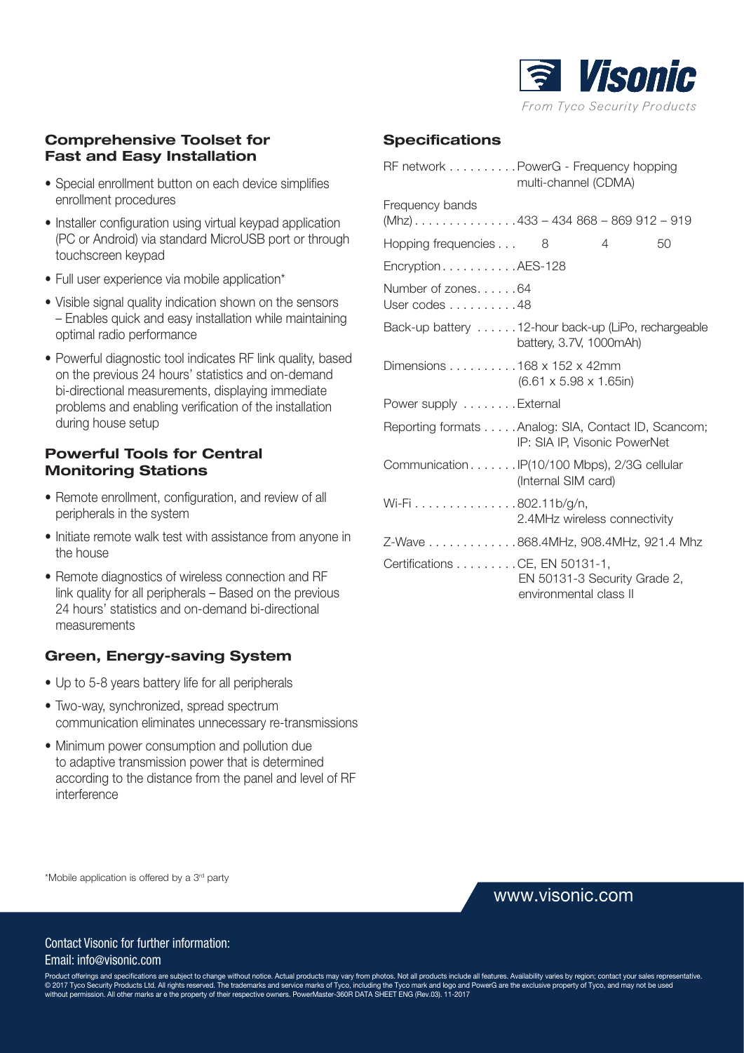Visonic
*From Tyco Security Products*

## Comprehensive Toolset for Fast and Easy Installation

- Special enrollment button on each device simplifies enrollment procedures
- Installer configuration using virtual keypad application (PC or Android) via standard MicroUSB port or through touchscreen keypad
- Full user experience via mobile application*
- Visible signal quality indication shown on the sensors – Enables quick and easy installation while maintaining optimal radio performance
- Powerful diagnostic tool indicates RF link quality, based on the previous 24 hours' statistics and on-demand bi-directional measurements, displaying immediate problems and enabling verification of the installation during house setup

## Powerful Tools for Central Monitoring Stations

- Remote enrollment, configuration, and review of all peripherals in the system
- Initiate remote walk test with assistance from anyone in the house
- Remote diagnostics of wireless connection and RF link quality for all peripherals – Based on the previous 24 hours' statistics and on-demand bi-directional measurements

## Green, Energy-saving System

- Up to 5-8 years battery life for all peripherals
- Two-way, synchronized, spread spectrum communication eliminates unnecessary re-transmissions
- Minimum power consumption and pollution due to adaptive transmission power that is determined according to the distance from the panel and level of RF interference

## Specifications

| | | | |
|---|---|---|---|
| RF network | PowerG - Frequency hopping multi-channel (CDMA) | | |
| Frequency bands (Mhz) | 433 – 434 | 868 – 869 | 912 – 919 |
| Hopping frequencies | 8 | 4 | 50 |
| Encryption | AES-128 | | |
| Number of zones | 64 | | |
| User codes | 48 | | |
| Back-up battery | 12-hour back-up (LiPo, rechargeable battery, 3.7V, 1000mAh) | | |
| Dimensions | 168 x 152 x 42mm (6.61 x 5.98 x 1.65in) | | |
| Power supply | External | | |
| Reporting formats | Analog: SIA, Contact ID, Scancom; IP: SIA IP, Visonic PowerNet | | |
| Communication | IP(10/100 Mbps), 2/3G cellular (Internal SIM card) | | |
| Wi-Fi | 802.11b/g/n, 2.4MHz wireless connectivity | | |
| Z-Wave | 868.4MHz, 908.4MHz, 921.4 Mhz | | |
| Certifications | CE, EN 50131-1, EN 50131-3 Security Grade 2, environmental class II | | |

*Mobile application is offered by a 3rd party

www.visonic.com

Contact Visonic for further information:
Email: info@visonic.com

Product offerings and specifications are subject to change without notice. Actual products may vary from photos. Not all products include all features. Availability varies by region; contact your sales representative. © 2017 Tyco Security Products Ltd. All rights reserved. The trademarks and service marks of Tyco, including the Tyco mark and logo and PowerG are the exclusive property of Tyco, and may not be used without permission. All other marks ar e the property of their respective owners. PowerMaster-360R DATA SHEET ENG (Rev.03). 11-2017